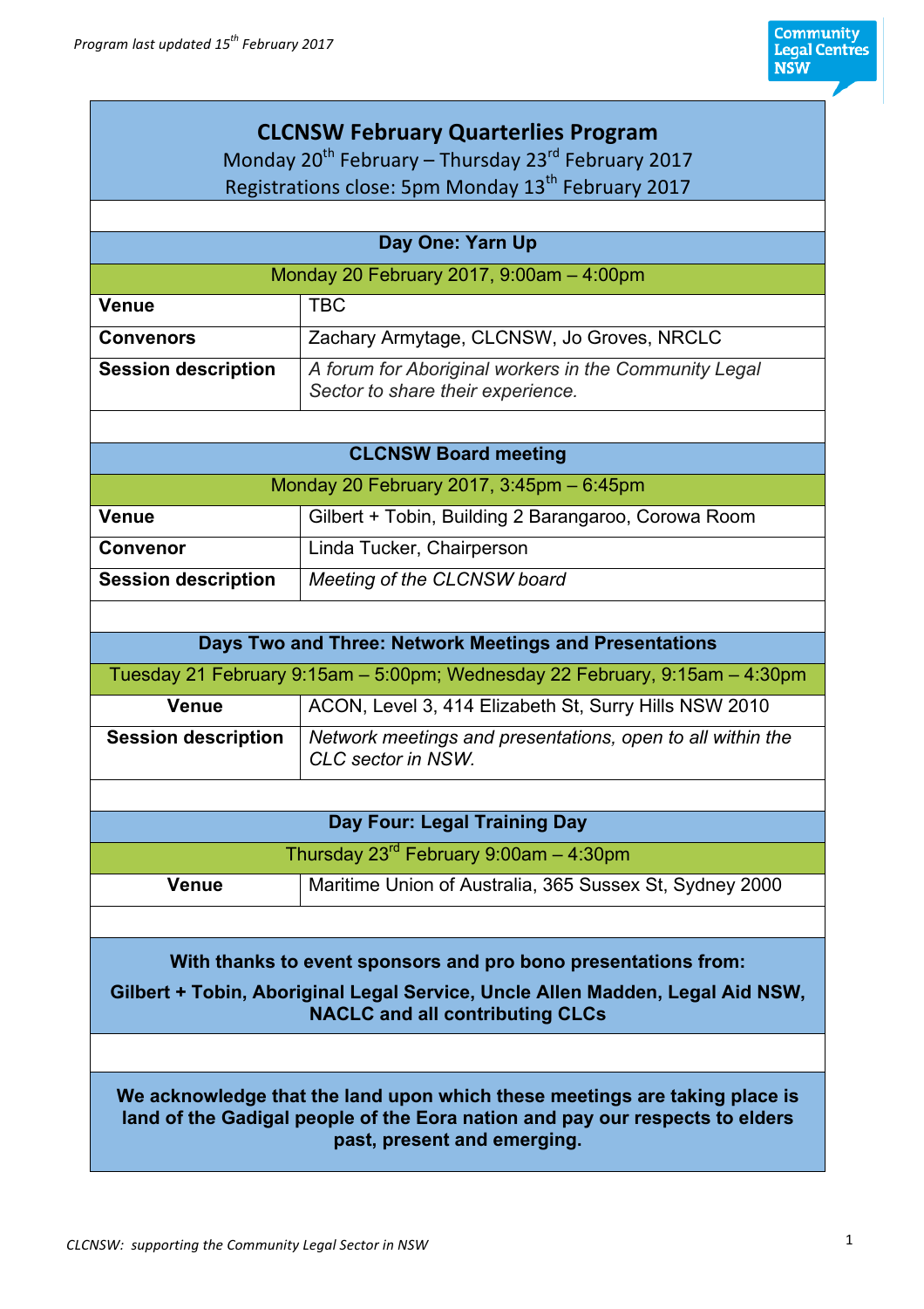Program last updated 15th February 2017

# CLCNSW February Quarterlies Program

Monday 20th February – Thursday 23rd February 2017

Registrations close: 5pm Monday 13th February 2017

## Day One: Yarn Up

Monday 20 February 2017, 9:00am – 4:00pm

| | |
|---|---|
| **Venue** | TBC |
| **Convenors** | Zachary Armytage, CLCNSW, Jo Groves, NRCLC |
| **Session description** | *A forum for Aboriginal workers in the Community Legal Sector to share their experience.* |

## CLCNSW Board meeting

Monday 20 February 2017, 3:45pm – 6:45pm

| | |
|---|---|
| **Venue** | Gilbert + Tobin, Building 2 Barangaroo, Corowa Room |
| **Convenor** | Linda Tucker, Chairperson |
| **Session description** | *Meeting of the CLCNSW board* |

## Days Two and Three: Network Meetings and Presentations

Tuesday 21 February 9:15am – 5:00pm; Wednesday 22 February, 9:15am – 4:30pm

| | |
|---|---|
| **Venue** | ACON, Level 3, 414 Elizabeth St, Surry Hills NSW 2010 |
| **Session description** | *Network meetings and presentations, open to all within the CLC sector in NSW.* |

## Day Four: Legal Training Day

Thursday 23rd February 9:00am – 4:30pm

| | |
|---|---|
| **Venue** | Maritime Union of Australia, 365 Sussex St, Sydney 2000 |

**With thanks to event sponsors and pro bono presentations from:**

**Gilbert + Tobin, Aboriginal Legal Service, Uncle Allen Madden, Legal Aid NSW, NACLC and all contributing CLCs**

**We acknowledge that the land upon which these meetings are taking place is land of the Gadigal people of the Eora nation and pay our respects to elders past, present and emerging.**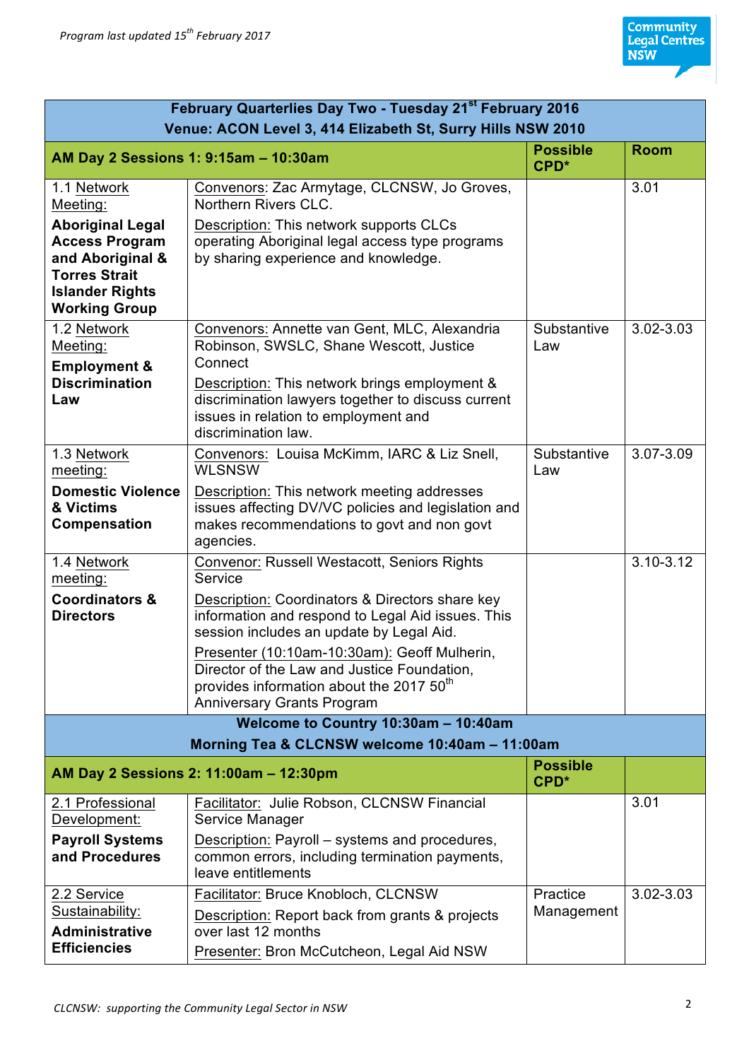*Program last updated 15th February 2017*

| February Quarterlies Day Two - Tuesday 21st February 2016<br>Venue: ACON Level 3, 414 Elizabeth St, Surry Hills NSW 2010 | | | |
|---|---|---|---|
| **AM Day 2 Sessions 1: 9:15am – 10:30am** | | **Possible CPD*** | **Room** |
| 1.1 Network Meeting:<br>**Aboriginal Legal Access Program and Aboriginal & Torres Strait Islander Rights Working Group** | Convenors: Zac Armytage, CLCNSW, Jo Groves, Northern Rivers CLC.<br>Description: This network supports CLCs operating Aboriginal legal access type programs by sharing experience and knowledge. | | 3.01 |
| 1.2 Network Meeting:<br>**Employment & Discrimination Law** | Convenors: Annette van Gent, MLC, Alexandria Robinson, SWSLC, Shane Wescott, Justice Connect<br>Description: This network brings employment & discrimination lawyers together to discuss current issues in relation to employment and discrimination law. | Substantive Law | 3.02-3.03 |
| 1.3 Network meeting:<br>**Domestic Violence & Victims Compensation** | Convenors: Louisa McKimm, IARC & Liz Snell, WLSNSW<br>Description: This network meeting addresses issues affecting DV/VC policies and legislation and makes recommendations to govt and non govt agencies. | Substantive Law | 3.07-3.09 |
| 1.4 Network meeting:<br>**Coordinators & Directors** | Convenor: Russell Westacott, Seniors Rights Service<br>Description: Coordinators & Directors share key information and respond to Legal Aid issues. This session includes an update by Legal Aid.<br>Presenter (10:10am-10:30am): Geoff Mulherin, Director of the Law and Justice Foundation, provides information about the 2017 50th Anniversary Grants Program | | 3.10-3.12 |
| **Welcome to Country 10:30am – 10:40am**<br>**Morning Tea & CLCNSW welcome 10:40am – 11:00am** | | | |
| **AM Day 2 Sessions 2: 11:00am – 12:30pm** | | **Possible CPD*** | |
| 2.1 Professional Development:<br>**Payroll Systems and Procedures** | Facilitator: Julie Robson, CLCNSW Financial Service Manager<br>Description: Payroll – systems and procedures, common errors, including termination payments, leave entitlements | | 3.01 |
| 2.2 Service Sustainability:<br>**Administrative Efficiencies** | Facilitator: Bruce Knobloch, CLCNSW<br>Description: Report back from grants & projects over last 12 months<br>Presenter: Bron McCutcheon, Legal Aid NSW | Practice Management | 3.02-3.03 |

*CLCNSW: supporting the Community Legal Sector in NSW*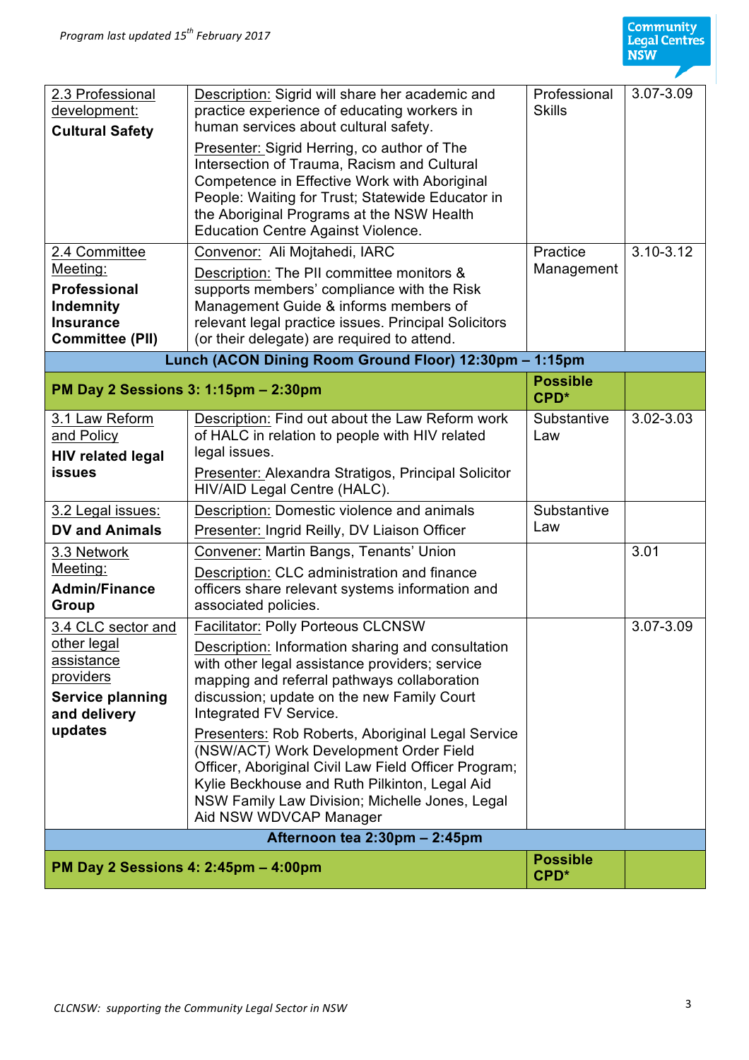| | | | |
|---|---|---|---|
| 2.3 Professional development: **Cultural Safety** | Description: Sigrid will share her academic and practice experience of educating workers in human services about cultural safety.<br>Presenter: Sigrid Herring, co author of The Intersection of Trauma, Racism and Cultural Competence in Effective Work with Aboriginal People: Waiting for Trust; Statewide Educator in the Aboriginal Programs at the NSW Health Education Centre Against Violence. | Professional Skills | 3.07-3.09 |
| 2.4 Committee Meeting: **Professional Indemnity Insurance Committee (PII)** | Convenor: Ali Mojtahedi, IARC<br>Description: The PII committee monitors & supports members' compliance with the Risk Management Guide & informs members of relevant legal practice issues. Principal Solicitors (or their delegate) are required to attend. | Practice Management | 3.10-3.12 |
| **Lunch (ACON Dining Room Ground Floor) 12:30pm – 1:15pm** | | | |
| **PM Day 2 Sessions 3: 1:15pm – 2:30pm** | | **Possible CPD*** | |
| 3.1 Law Reform and Policy **HIV related legal issues** | Description: Find out about the Law Reform work of HALC in relation to people with HIV related legal issues.<br>Presenter: Alexandra Stratigos, Principal Solicitor HIV/AID Legal Centre (HALC). | Substantive Law | 3.02-3.03 |
| 3.2 Legal issues: **DV and Animals** | Description: Domestic violence and animals<br>Presenter: Ingrid Reilly, DV Liaison Officer | Substantive Law | |
| 3.3 Network Meeting: **Admin/Finance Group** | Convener: Martin Bangs, Tenants' Union<br>Description: CLC administration and finance officers share relevant systems information and associated policies. | | 3.01 |
| 3.4 CLC sector and other legal assistance providers **Service planning and delivery updates** | Facilitator: Polly Porteous CLCNSW<br>Description: Information sharing and consultation with other legal assistance providers; service mapping and referral pathways collaboration discussion; update on the new Family Court Integrated FV Service.<br>Presenters: Rob Roberts, Aboriginal Legal Service (NSW/ACT) Work Development Order Field Officer, Aboriginal Civil Law Field Officer Program; Kylie Beckhouse and Ruth Pilkinton, Legal Aid NSW Family Law Division; Michelle Jones, Legal Aid NSW WDVCAP Manager | | 3.07-3.09 |
| **Afternoon tea 2:30pm – 2:45pm** | | | |
| **PM Day 2 Sessions 4: 2:45pm – 4:00pm** | | **Possible CPD*** | |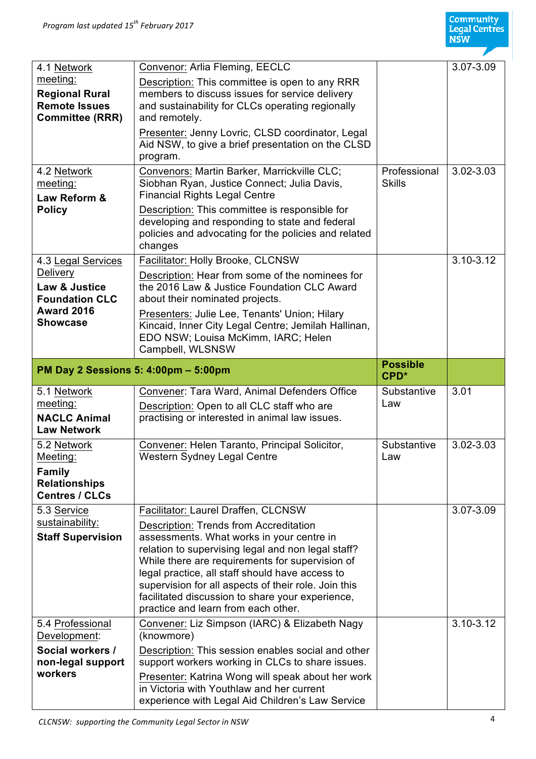| | | | |
|---|---|---|---|
| 4.1 Network meeting: **Regional Rural Remote Issues Committee (RRR)** | Convenor: Arlia Fleming, EECLC<br>Description: This committee is open to any RRR members to discuss issues for service delivery and sustainability for CLCs operating regionally and remotely.<br>Presenter: Jenny Lovric, CLSD coordinator, Legal Aid NSW, to give a brief presentation on the CLSD program. | | 3.07-3.09 |
| 4.2 Network meeting: **Law Reform & Policy** | Convenors: Martin Barker, Marrickville CLC; Siobhan Ryan, Justice Connect; Julia Davis, Financial Rights Legal Centre<br>Description: This committee is responsible for developing and responding to state and federal policies and advocating for the policies and related changes | Professional Skills | 3.02-3.03 |
| 4.3 Legal Services Delivery **Law & Justice Foundation CLC Award 2016 Showcase** | Facilitator: Holly Brooke, CLCNSW<br>Description: Hear from some of the nominees for the 2016 Law & Justice Foundation CLC Award about their nominated projects.<br>Presenters: Julie Lee, Tenants' Union; Hilary Kincaid, Inner City Legal Centre; Jemilah Hallinan, EDO NSW; Louisa McKimm, IARC; Helen Campbell, WLSNSW | | 3.10-3.12 |
| **PM Day 2 Sessions 5: 4:00pm – 5:00pm** | | **Possible CPD*** | |
| 5.1 Network meeting: **NACLC Animal Law Network** | Convener: Tara Ward, Animal Defenders Office<br>Description: Open to all CLC staff who are practising or interested in animal law issues. | Substantive Law | 3.01 |
| 5.2 Network Meeting: **Family Relationships Centres / CLCs** | Convener: Helen Taranto, Principal Solicitor, Western Sydney Legal Centre | Substantive Law | 3.02-3.03 |
| 5.3 Service sustainability: **Staff Supervision** | Facilitator: Laurel Draffen, CLCNSW<br>Description: Trends from Accreditation assessments. What works in your centre in relation to supervising legal and non legal staff? While there are requirements for supervision of legal practice, all staff should have access to supervision for all aspects of their role. Join this facilitated discussion to share your experience, practice and learn from each other. | | 3.07-3.09 |
| 5.4 Professional Development: **Social workers / non-legal support workers** | Convener: Liz Simpson (IARC) & Elizabeth Nagy (knowmore)<br>Description: This session enables social and other support workers working in CLCs to share issues.<br>Presenter: Katrina Wong will speak about her work in Victoria with Youthlaw and her current experience with Legal Aid Children's Law Service | | 3.10-3.12 |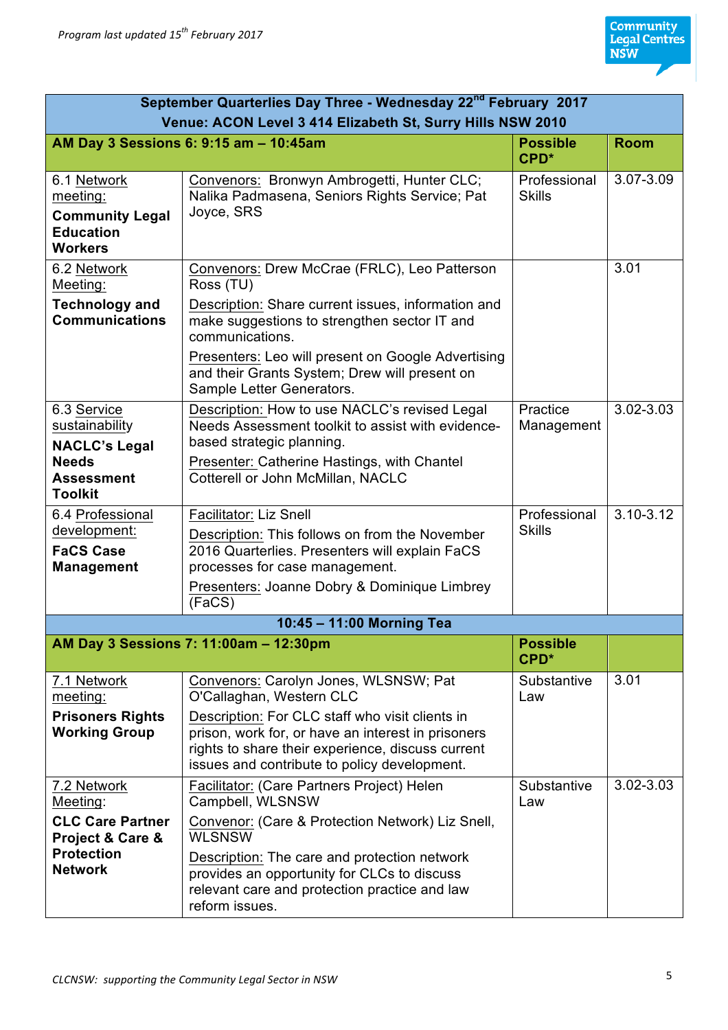*Program last updated 15th February 2017*

| September Quarterlies Day Three - Wednesday 22nd February 2017<br>Venue: ACON Level 3 414 Elizabeth St, Surry Hills NSW 2010 | | | |
|---|---|---|---|
| **AM Day 3 Sessions 6: 9:15 am – 10:45am** | | **Possible CPD*** | **Room** |
| 6.1 Network meeting:<br>**Community Legal Education Workers** | Convenors: Bronwyn Ambrogetti, Hunter CLC; Nalika Padmasena, Seniors Rights Service; Pat Joyce, SRS | Professional Skills | 3.07-3.09 |
| 6.2 Network Meeting:<br>**Technology and Communications** | Convenors: Drew McCrae (FRLC), Leo Patterson Ross (TU)<br>Description: Share current issues, information and make suggestions to strengthen sector IT and communications.<br>Presenters: Leo will present on Google Advertising and their Grants System; Drew will present on Sample Letter Generators. | | 3.01 |
| 6.3 Service sustainability<br>**NACLC's Legal Needs Assessment Toolkit** | Description: How to use NACLC's revised Legal Needs Assessment toolkit to assist with evidence-based strategic planning.<br>Presenter: Catherine Hastings, with Chantel Cotterell or John McMillan, NACLC | Practice Management | 3.02-3.03 |
| 6.4 Professional development:<br>**FaCS Case Management** | Facilitator: Liz Snell<br>Description: This follows on from the November 2016 Quarterlies. Presenters will explain FaCS processes for case management.<br>Presenters: Joanne Dobry & Dominique Limbrey (FaCS) | Professional Skills | 3.10-3.12 |
| **10:45 – 11:00 Morning Tea** | | | |
| **AM Day 3 Sessions 7: 11:00am – 12:30pm** | | **Possible CPD*** | |
| 7.1 Network meeting:<br>**Prisoners Rights Working Group** | Convenors: Carolyn Jones, WLSNSW; Pat O'Callaghan, Western CLC<br>Description: For CLC staff who visit clients in prison, work for, or have an interest in prisoners rights to share their experience, discuss current issues and contribute to policy development. | Substantive Law | 3.01 |
| 7.2 Network Meeting:<br>**CLC Care Partner Project & Care & Protection Network** | Facilitator: (Care Partners Project) Helen Campbell, WLSNSW<br>Convenor: (Care & Protection Network) Liz Snell, WLSNSW<br>Description: The care and protection network provides an opportunity for CLCs to discuss relevant care and protection practice and law reform issues. | Substantive Law | 3.02-3.03 |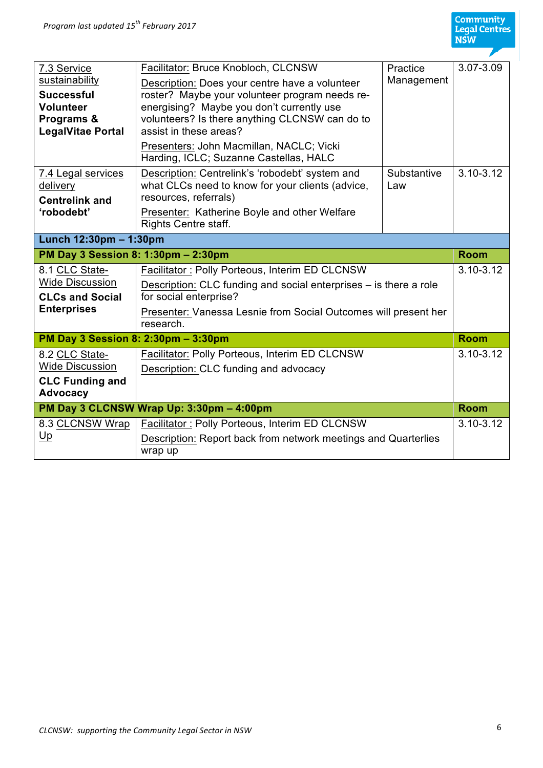Program last updated 15th February 2017

| | | | |
|---|---|---|---|
| 7.3 Service sustainability **Successful Volunteer Programs & LegalVitae Portal** | Facilitator: Bruce Knobloch, CLCNSW<br>Description: Does your centre have a volunteer roster? Maybe your volunteer program needs re-energising? Maybe you don't currently use volunteers? Is there anything CLCNSW can do to assist in these areas?<br>Presenters: John Macmillan, NACLC; Vicki Harding, ICLC; Suzanne Castellas, HALC | Practice Management | 3.07-3.09 |
| 7.4 Legal services delivery **Centrelink and 'robodebt'** | Description: Centrelink's 'robodebt' system and what CLCs need to know for your clients (advice, resources, referrals)<br>Presenter: Katherine Boyle and other Welfare Rights Centre staff. | Substantive Law | 3.10-3.12 |
| **Lunch 12:30pm – 1:30pm** | | | |
| **PM Day 3 Session 8: 1:30pm – 2:30pm** | | | **Room** |
| 8.1 CLC State-Wide Discussion **CLCs and Social Enterprises** | Facilitator : Polly Porteous, Interim ED CLCNSW<br>Description: CLC funding and social enterprises – is there a role for social enterprise?<br>Presenter: Vanessa Lesnie from Social Outcomes will present her research. | | 3.10-3.12 |
| **PM Day 3 Session 8: 2:30pm – 3:30pm** | | | **Room** |
| 8.2 CLC State-Wide Discussion **CLC Funding and Advocacy** | Facilitator: Polly Porteous, Interim ED CLCNSW<br>Description: CLC funding and advocacy | | 3.10-3.12 |
| **PM Day 3 CLCNSW Wrap Up: 3:30pm – 4:00pm** | | | **Room** |
| 8.3 CLCNSW Wrap Up | Facilitator : Polly Porteous, Interim ED CLCNSW<br>Description: Report back from network meetings and Quarterlies wrap up | | 3.10-3.12 |

*CLCNSW: supporting the Community Legal Sector in NSW*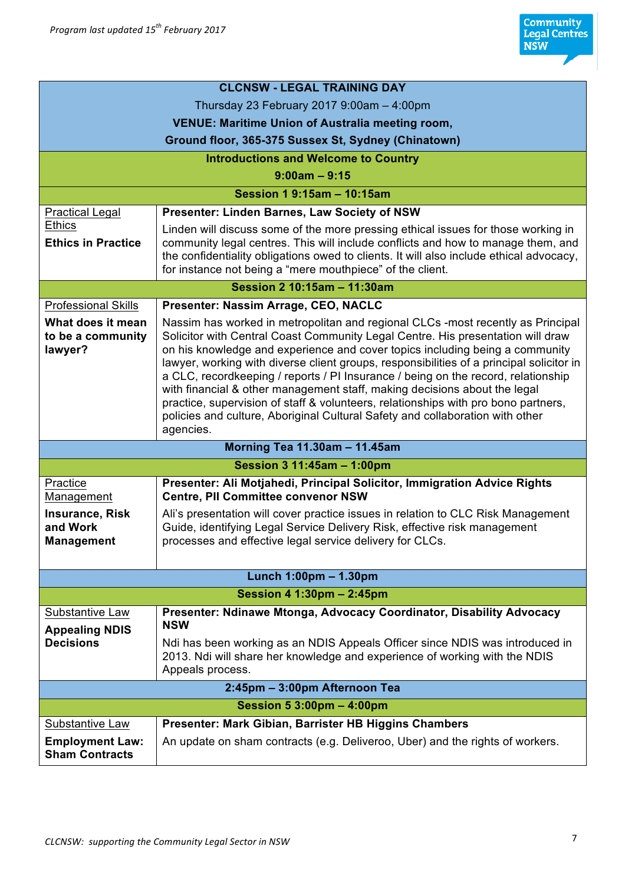*Program last updated 15th February 2017*

| CLCNSW - LEGAL TRAINING DAY<br>Thursday 23 February 2017 9:00am – 4:00pm<br>**VENUE: Maritime Union of Australia meeting room, Ground floor, 365-375 Sussex St, Sydney (Chinatown)** | |
|---|---|
| **Introductions and Welcome to Country**<br>**9:00am – 9:15** | |
| **Session 1 9:15am – 10:15am** | |
| Practical Legal Ethics<br>**Ethics in Practice** | **Presenter: Linden Barnes, Law Society of NSW**<br>Linden will discuss some of the more pressing ethical issues for those working in community legal centres. This will include conflicts and how to manage them, and the confidentiality obligations owed to clients. It will also include ethical advocacy, for instance not being a "mere mouthpiece" of the client. |
| **Session 2 10:15am – 11:30am** | |
| Professional Skills<br>**What does it mean to be a community lawyer?** | **Presenter: Nassim Arrage, CEO, NACLC**<br>Nassim has worked in metropolitan and regional CLCs -most recently as Principal Solicitor with Central Coast Community Legal Centre. His presentation will draw on his knowledge and experience and cover topics including being a community lawyer, working with diverse client groups, responsibilities of a principal solicitor in a CLC, recordkeeping / reports / PI Insurance / being on the record, relationship with financial & other management staff, making decisions about the legal practice, supervision of staff & volunteers, relationships with pro bono partners, policies and culture, Aboriginal Cultural Safety and collaboration with other agencies. |
| **Morning Tea 11.30am – 11.45am** | |
| **Session 3 11:45am – 1:00pm** | |
| Practice Management<br>**Insurance, Risk and Work Management** | **Presenter: Ali Motjahedi, Principal Solicitor, Immigration Advice Rights Centre, PII Committee convenor NSW**<br>Ali's presentation will cover practice issues in relation to CLC Risk Management Guide, identifying Legal Service Delivery Risk, effective risk management processes and effective legal service delivery for CLCs. |
| **Lunch 1:00pm – 1.30pm** | |
| **Session 4 1:30pm – 2:45pm** | |
| Substantive Law<br>**Appealing NDIS Decisions** | **Presenter: Ndinawe Mtonga, Advocacy Coordinator, Disability Advocacy NSW**<br>Ndi has been working as an NDIS Appeals Officer since NDIS was introduced in 2013. Ndi will share her knowledge and experience of working with the NDIS Appeals process. |
| **2:45pm – 3:00pm Afternoon Tea** | |
| **Session 5 3:00pm – 4:00pm** | |
| Substantive Law<br>**Employment Law: Sham Contracts** | **Presenter: Mark Gibian, Barrister HB Higgins Chambers**<br>An update on sham contracts (e.g. Deliveroo, Uber) and the rights of workers. |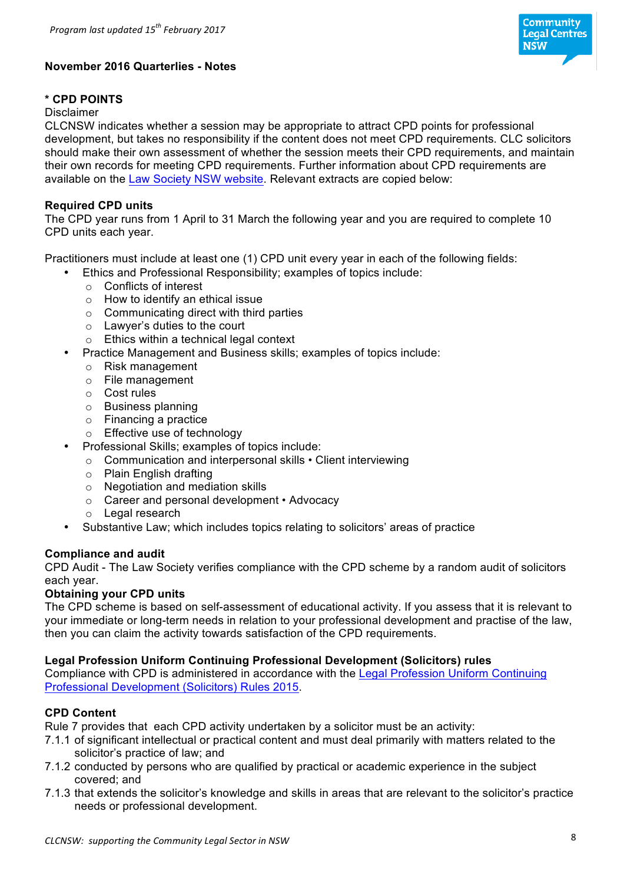*Program last updated 15th February 2017*

**November 2016 Quarterlies - Notes**

**\* CPD POINTS**

Disclaimer

CLCNSW indicates whether a session may be appropriate to attract CPD points for professional development, but takes no responsibility if the content does not meet CPD requirements. CLC solicitors should make their own assessment of whether the session meets their CPD requirements, and maintain their own records for meeting CPD requirements. Further information about CPD requirements are available on the Law Society NSW website. Relevant extracts are copied below:

**Required CPD units**

The CPD year runs from 1 April to 31 March the following year and you are required to complete 10 CPD units each year.

Practitioners must include at least one (1) CPD unit every year in each of the following fields:

- Ethics and Professional Responsibility; examples of topics include:
  - Conflicts of interest
  - How to identify an ethical issue
  - Communicating direct with third parties
  - Lawyer's duties to the court
  - Ethics within a technical legal context
- Practice Management and Business skills; examples of topics include:
  - Risk management
  - File management
  - Cost rules
  - Business planning
  - Financing a practice
  - Effective use of technology
- Professional Skills; examples of topics include:
  - Communication and interpersonal skills • Client interviewing
  - Plain English drafting
  - Negotiation and mediation skills
  - Career and personal development • Advocacy
  - Legal research
- Substantive Law; which includes topics relating to solicitors' areas of practice

**Compliance and audit**

CPD Audit - The Law Society verifies compliance with the CPD scheme by a random audit of solicitors each year.

**Obtaining your CPD units**

The CPD scheme is based on self-assessment of educational activity. If you assess that it is relevant to your immediate or long-term needs in relation to your professional development and practise of the law, then you can claim the activity towards satisfaction of the CPD requirements.

**Legal Profession Uniform Continuing Professional Development (Solicitors) rules**

Compliance with CPD is administered in accordance with the Legal Profession Uniform Continuing Professional Development (Solicitors) Rules 2015.

**CPD Content**

Rule 7 provides that each CPD activity undertaken by a solicitor must be an activity:

7.1.1 of significant intellectual or practical content and must deal primarily with matters related to the solicitor's practice of law; and

7.1.2 conducted by persons who are qualified by practical or academic experience in the subject covered; and

7.1.3 that extends the solicitor's knowledge and skills in areas that are relevant to the solicitor's practice needs or professional development.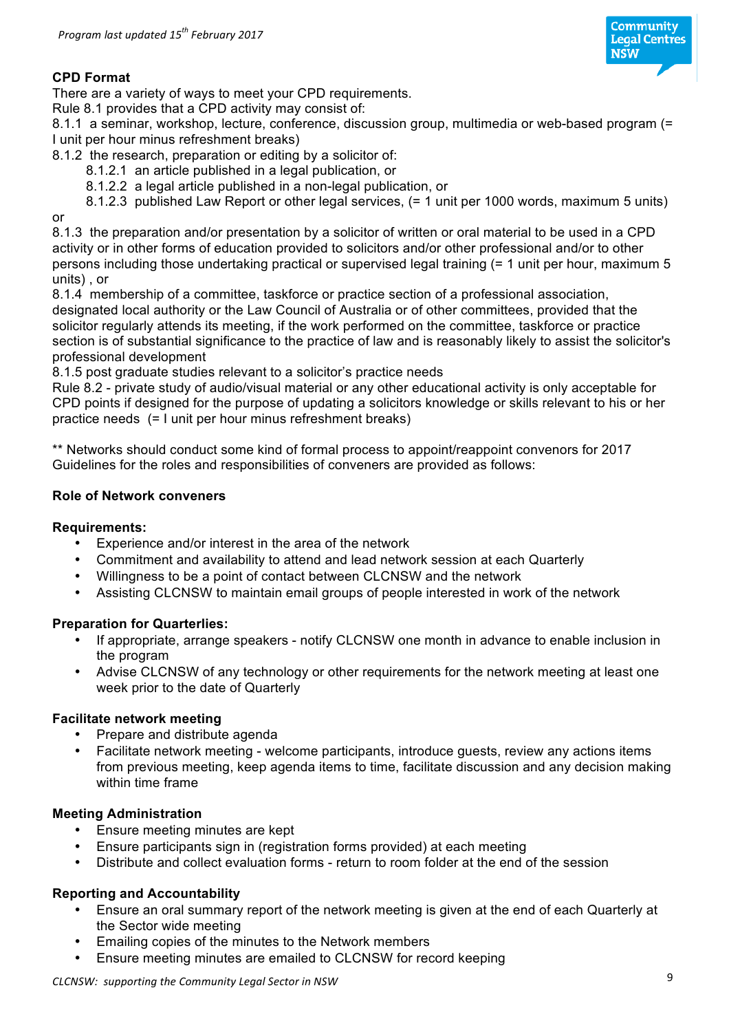**CPD Format**

There are a variety of ways to meet your CPD requirements.

Rule 8.1 provides that a CPD activity may consist of:

8.1.1 a seminar, workshop, lecture, conference, discussion group, multimedia or web-based program (= I unit per hour minus refreshment breaks)

8.1.2 the research, preparation or editing by a solicitor of:

- 8.1.2.1 an article published in a legal publication, or
- 8.1.2.2 a legal article published in a non-legal publication, or
- 8.1.2.3 published Law Report or other legal services, (= 1 unit per 1000 words, maximum 5 units)

or

8.1.3 the preparation and/or presentation by a solicitor of written or oral material to be used in a CPD activity or in other forms of education provided to solicitors and/or other professional and/or to other persons including those undertaking practical or supervised legal training (= 1 unit per hour, maximum 5 units) , or

8.1.4 membership of a committee, taskforce or practice section of a professional association, designated local authority or the Law Council of Australia or of other committees, provided that the solicitor regularly attends its meeting, if the work performed on the committee, taskforce or practice section is of substantial significance to the practice of law and is reasonably likely to assist the solicitor's professional development

8.1.5 post graduate studies relevant to a solicitor's practice needs

Rule 8.2 - private study of audio/visual material or any other educational activity is only acceptable for CPD points if designed for the purpose of updating a solicitors knowledge or skills relevant to his or her practice needs (= I unit per hour minus refreshment breaks)

** Networks should conduct some kind of formal process to appoint/reappoint convenors for 2017
Guidelines for the roles and responsibilities of conveners are provided as follows:

**Role of Network conveners**

**Requirements:**

- Experience and/or interest in the area of the network
- Commitment and availability to attend and lead network session at each Quarterly
- Willingness to be a point of contact between CLCNSW and the network
- Assisting CLCNSW to maintain email groups of people interested in work of the network

**Preparation for Quarterlies:**

- If appropriate, arrange speakers - notify CLCNSW one month in advance to enable inclusion in the program
- Advise CLCNSW of any technology or other requirements for the network meeting at least one week prior to the date of Quarterly

**Facilitate network meeting**

- Prepare and distribute agenda
- Facilitate network meeting - welcome participants, introduce guests, review any actions items from previous meeting, keep agenda items to time, facilitate discussion and any decision making within time frame

**Meeting Administration**

- Ensure meeting minutes are kept
- Ensure participants sign in (registration forms provided) at each meeting
- Distribute and collect evaluation forms - return to room folder at the end of the session

**Reporting and Accountability**

- Ensure an oral summary report of the network meeting is given at the end of each Quarterly at the Sector wide meeting
- Emailing copies of the minutes to the Network members
- Ensure meeting minutes are emailed to CLCNSW for record keeping